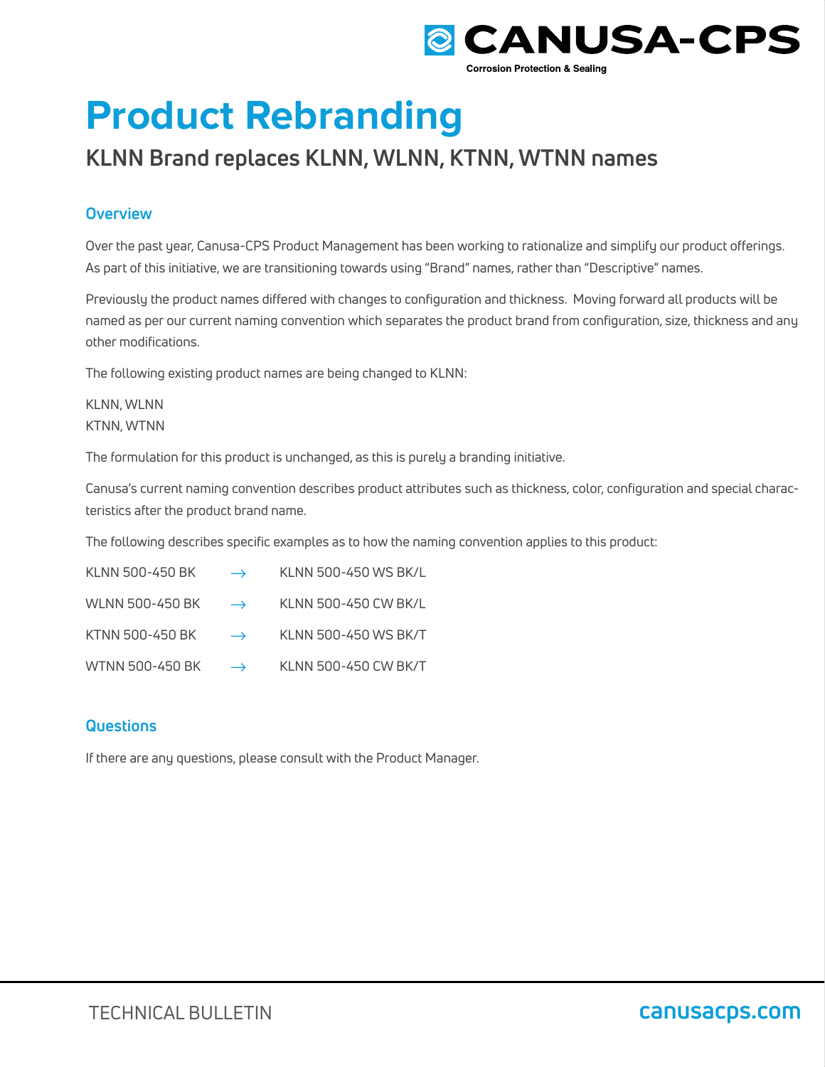# Product Rebranding

## KLNN Brand replaces KLNN, WLNN, KTNN, WTNN names

### Overview

Over the past year, Canusa-CPS Product Management has been working to rationalize and simplify our product offerings. As part of this initiative, we are transitioning towards using "Brand" names, rather than "Descriptive" names.

Previously the product names differed with changes to configuration and thickness. Moving forward all products will be named as per our current naming convention which separates the product brand from configuration, size, thickness and any other modifications.

The following existing product names are being changed to KLNN:

KLNN, WLNN
KTNN, WTNN

The formulation for this product is unchanged, as this is purely a branding initiative.

Canusa's current naming convention describes product attributes such as thickness, color, configuration and special characteristics after the product brand name.

The following describes specific examples as to how the naming convention applies to this product:

KLNN 500-450 BK → KLNN 500-450 WS BK/L

WLNN 500-450 BK → KLNN 500-450 CW BK/L

KTNN 500-450 BK → KLNN 500-450 WS BK/T

WTNN 500-450 BK → KLNN 500-450 CW BK/T

### Questions

If there are any questions, please consult with the Product Manager.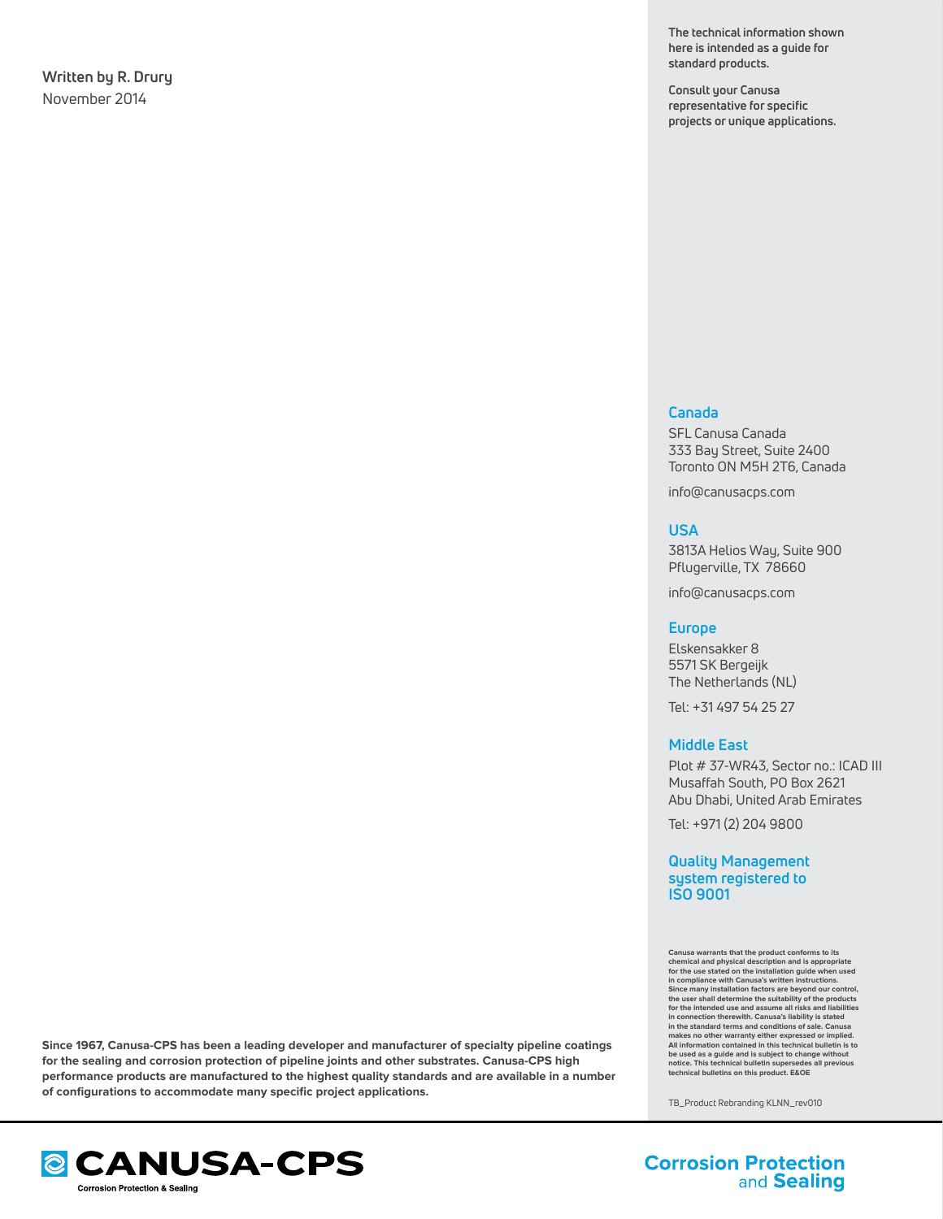**Written by R. Drury**
November 2014

**The technical information shown here is intended as a guide for standard products.**

**Consult your Canusa representative for specific projects or unique applications.**

### Canada

SFL Canusa Canada
333 Bay Street, Suite 2400
Toronto ON M5H 2T6, Canada

info@canusacps.com

### USA

3813A Helios Way, Suite 900
Pflugerville, TX 78660

info@canusacps.com

### Europe

Elskensakker 8
5571 SK Bergeijk
The Netherlands (NL)

Tel: +31 497 54 25 27

### Middle East

Plot # 37-WR43, Sector no.: ICAD III
Musaffah South, PO Box 2621
Abu Dhabi, United Arab Emirates

Tel: +971 (2) 204 9800

### Quality Management system registered to ISO 9001

**Canusa warrants that the product conforms to its chemical and physical description and is appropriate for the use stated on the installation guide when used in compliance with Canusa's written instructions. Since many installation factors are beyond our control, the user shall determine the suitability of the products for the intended use and assume all risks and liabilities in connection therewith. Canusa's liability is stated in the standard terms and conditions of sale. Canusa makes no other warranty either expressed or implied. All information contained in this technical bulletin is to be used as a guide and is subject to change without notice. This technical bulletin supersedes all previous technical bulletins on this product. E&OE**

TB_Product Rebranding KLNN_rev010

**Since 1967, Canusa-CPS has been a leading developer and manufacturer of specialty pipeline coatings for the sealing and corrosion protection of pipeline joints and other substrates. Canusa-CPS high performance products are manufactured to the highest quality standards and are available in a number of configurations to accommodate many specific project applications.**

**CANUSA-CPS**
Corrosion Protection & Sealing

**Corrosion Protection and Sealing**